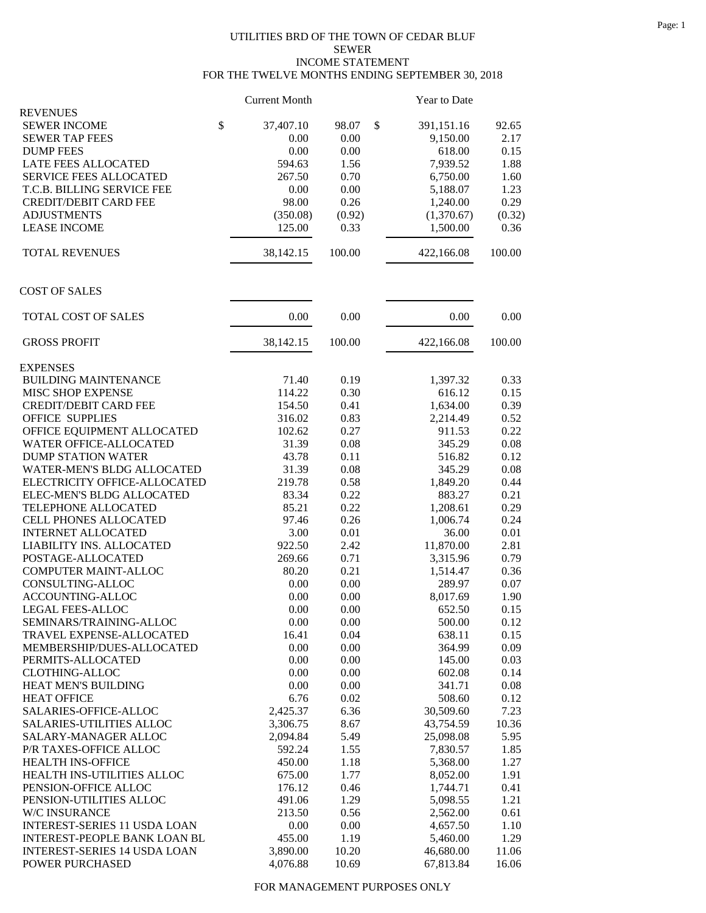UTILITIES BRD OF THE TOWN OF CEDAR BLUF
SEWER
INCOME STATEMENT
FOR THE TWELVE MONTHS ENDING SEPTEMBER 30, 2018

| | Current Month | | Year to Date | |
|---|---|---|---|---|
| **REVENUES** | | | | |
| SEWER INCOME | $ 37,407.10 | 98.07 | $ 391,151.16 | 92.65 |
| SEWER TAP FEES | 0.00 | 0.00 | 9,150.00 | 2.17 |
| DUMP FEES | 0.00 | 0.00 | 618.00 | 0.15 |
| LATE FEES ALLOCATED | 594.63 | 1.56 | 7,939.52 | 1.88 |
| SERVICE FEES ALLOCATED | 267.50 | 0.70 | 6,750.00 | 1.60 |
| T.C.B. BILLING SERVICE FEE | 0.00 | 0.00 | 5,188.07 | 1.23 |
| CREDIT/DEBIT CARD FEE | 98.00 | 0.26 | 1,240.00 | 0.29 |
| ADJUSTMENTS | (350.08) | (0.92) | (1,370.67) | (0.32) |
| LEASE INCOME | 125.00 | 0.33 | 1,500.00 | 0.36 |
| TOTAL REVENUES | 38,142.15 | 100.00 | 422,166.08 | 100.00 |
| **COST OF SALES** | | | | |
| TOTAL COST OF SALES | 0.00 | 0.00 | 0.00 | 0.00 |
| GROSS PROFIT | 38,142.15 | 100.00 | 422,166.08 | 100.00 |
| **EXPENSES** | | | | |
| BUILDING MAINTENANCE | 71.40 | 0.19 | 1,397.32 | 0.33 |
| MISC SHOP EXPENSE | 114.22 | 0.30 | 616.12 | 0.15 |
| CREDIT/DEBIT CARD FEE | 154.50 | 0.41 | 1,634.00 | 0.39 |
| OFFICE SUPPLIES | 316.02 | 0.83 | 2,214.49 | 0.52 |
| OFFICE EQUIPMENT ALLOCATED | 102.62 | 0.27 | 911.53 | 0.22 |
| WATER OFFICE-ALLOCATED | 31.39 | 0.08 | 345.29 | 0.08 |
| DUMP STATION WATER | 43.78 | 0.11 | 516.82 | 0.12 |
| WATER-MEN'S BLDG ALLOCATED | 31.39 | 0.08 | 345.29 | 0.08 |
| ELECTRICITY OFFICE-ALLOCATED | 219.78 | 0.58 | 1,849.20 | 0.44 |
| ELEC-MEN'S BLDG ALLOCATED | 83.34 | 0.22 | 883.27 | 0.21 |
| TELEPHONE ALLOCATED | 85.21 | 0.22 | 1,208.61 | 0.29 |
| CELL PHONES ALLOCATED | 97.46 | 0.26 | 1,006.74 | 0.24 |
| INTERNET ALLOCATED | 3.00 | 0.01 | 36.00 | 0.01 |
| LIABILITY INS. ALLOCATED | 922.50 | 2.42 | 11,870.00 | 2.81 |
| POSTAGE-ALLOCATED | 269.66 | 0.71 | 3,315.96 | 0.79 |
| COMPUTER MAINT-ALLOC | 80.20 | 0.21 | 1,514.47 | 0.36 |
| CONSULTING-ALLOC | 0.00 | 0.00 | 289.97 | 0.07 |
| ACCOUNTING-ALLOC | 0.00 | 0.00 | 8,017.69 | 1.90 |
| LEGAL FEES-ALLOC | 0.00 | 0.00 | 652.50 | 0.15 |
| SEMINARS/TRAINING-ALLOC | 0.00 | 0.00 | 500.00 | 0.12 |
| TRAVEL EXPENSE-ALLOCATED | 16.41 | 0.04 | 638.11 | 0.15 |
| MEMBERSHIP/DUES-ALLOCATED | 0.00 | 0.00 | 364.99 | 0.09 |
| PERMITS-ALLOCATED | 0.00 | 0.00 | 145.00 | 0.03 |
| CLOTHING-ALLOC | 0.00 | 0.00 | 602.08 | 0.14 |
| HEAT MEN'S BUILDING | 0.00 | 0.00 | 341.71 | 0.08 |
| HEAT OFFICE | 6.76 | 0.02 | 508.60 | 0.12 |
| SALARIES-OFFICE-ALLOC | 2,425.37 | 6.36 | 30,509.60 | 7.23 |
| SALARIES-UTILITIES ALLOC | 3,306.75 | 8.67 | 43,754.59 | 10.36 |
| SALARY-MANAGER ALLOC | 2,094.84 | 5.49 | 25,098.08 | 5.95 |
| P/R TAXES-OFFICE ALLOC | 592.24 | 1.55 | 7,830.57 | 1.85 |
| HEALTH INS-OFFICE | 450.00 | 1.18 | 5,368.00 | 1.27 |
| HEALTH INS-UTILITIES ALLOC | 675.00 | 1.77 | 8,052.00 | 1.91 |
| PENSION-OFFICE ALLOC | 176.12 | 0.46 | 1,744.71 | 0.41 |
| PENSION-UTILITIES ALLOC | 491.06 | 1.29 | 5,098.55 | 1.21 |
| W/C INSURANCE | 213.50 | 0.56 | 2,562.00 | 0.61 |
| INTEREST-SERIES 11 USDA LOAN | 0.00 | 0.00 | 4,657.50 | 1.10 |
| INTEREST-PEOPLE BANK LOAN BL | 455.00 | 1.19 | 5,460.00 | 1.29 |
| INTEREST-SERIES 14 USDA LOAN | 3,890.00 | 10.20 | 46,680.00 | 11.06 |
| POWER PURCHASED | 4,076.88 | 10.69 | 67,813.84 | 16.06 |

FOR MANAGEMENT PURPOSES ONLY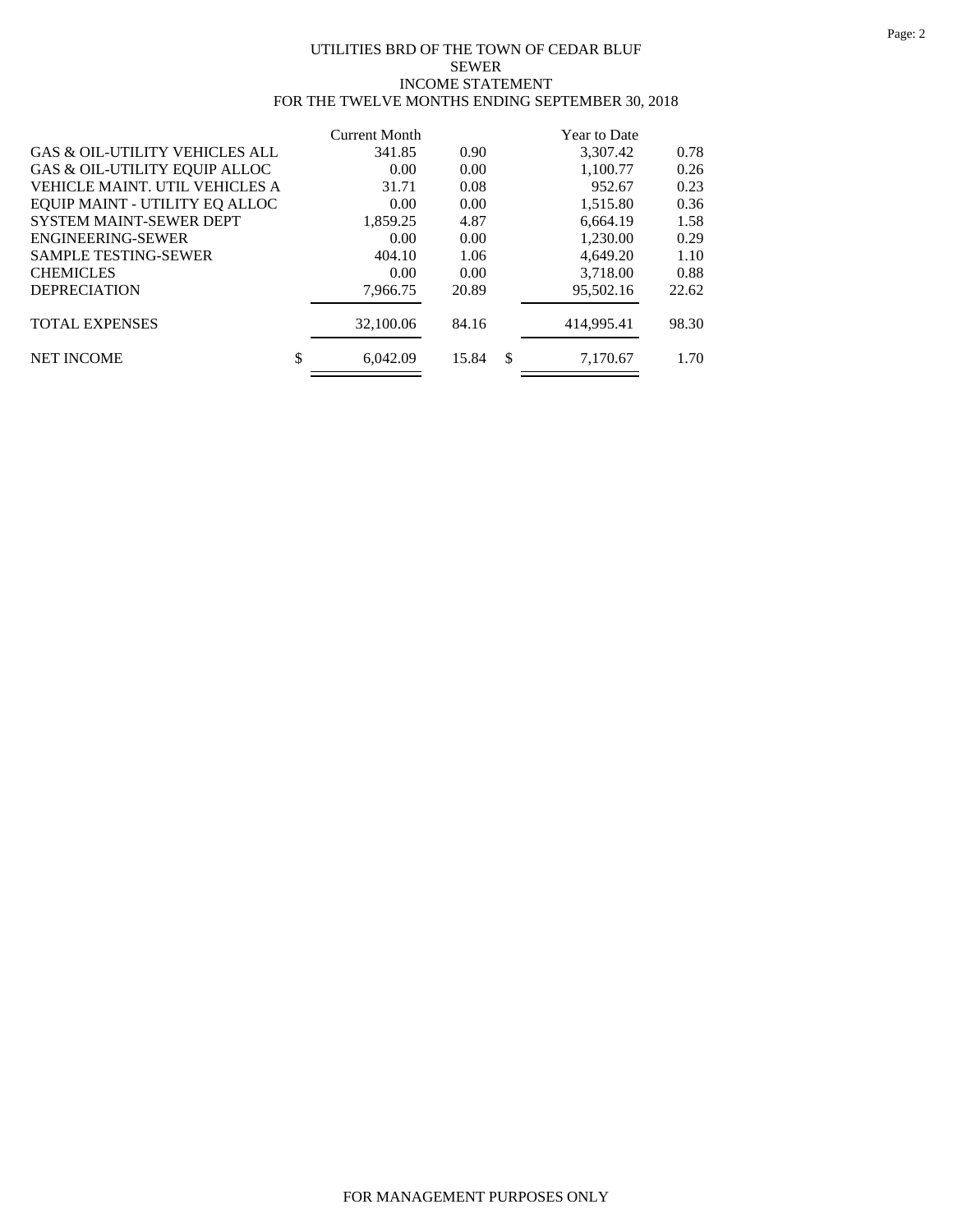UTILITIES BRD OF THE TOWN OF CEDAR BLUF
SEWER
INCOME STATEMENT
FOR THE TWELVE MONTHS ENDING SEPTEMBER 30, 2018

| | Current Month | | Year to Date | |
|---|---|---|---|---|
| GAS & OIL-UTILITY VEHICLES ALL | 341.85 | 0.90 | 3,307.42 | 0.78 |
| GAS & OIL-UTILITY EQUIP ALLOC | 0.00 | 0.00 | 1,100.77 | 0.26 |
| VEHICLE MAINT. UTIL VEHICLES A | 31.71 | 0.08 | 952.67 | 0.23 |
| EQUIP MAINT - UTILITY EQ ALLOC | 0.00 | 0.00 | 1,515.80 | 0.36 |
| SYSTEM MAINT-SEWER DEPT | 1,859.25 | 4.87 | 6,664.19 | 1.58 |
| ENGINEERING-SEWER | 0.00 | 0.00 | 1,230.00 | 0.29 |
| SAMPLE TESTING-SEWER | 404.10 | 1.06 | 4,649.20 | 1.10 |
| CHEMICLES | 0.00 | 0.00 | 3,718.00 | 0.88 |
| DEPRECIATION | 7,966.75 | 20.89 | 95,502.16 | 22.62 |
| TOTAL EXPENSES | 32,100.06 | 84.16 | 414,995.41 | 98.30 |
| NET INCOME | $ 6,042.09 | 15.84 | $ 7,170.67 | 1.70 |

FOR MANAGEMENT PURPOSES ONLY